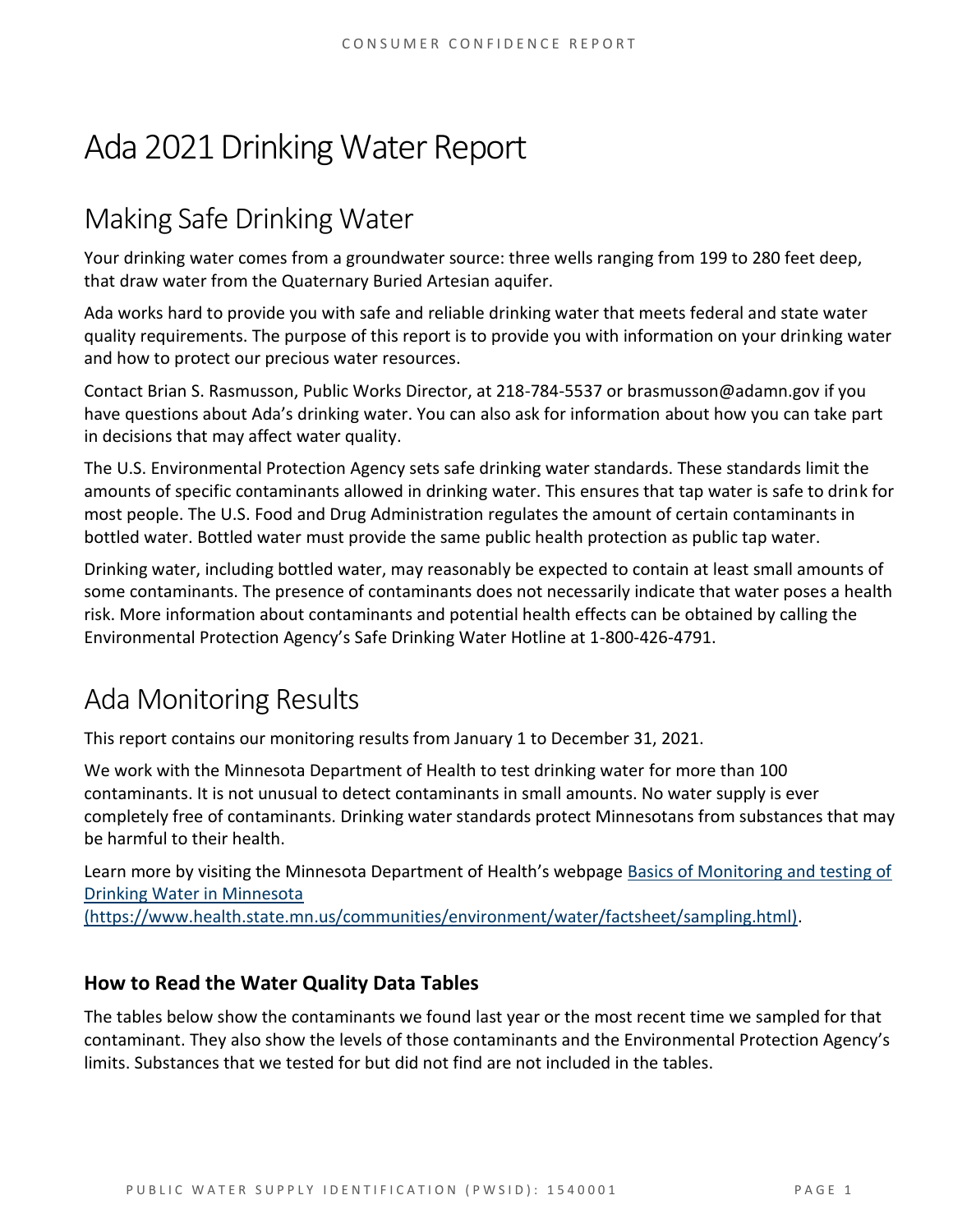# Ada 2021 Drinking Water Report

## Making Safe Drinking Water

Your drinking water comes from a groundwater source: three wells ranging from 199 to 280 feet deep, that draw water from the Quaternary Buried Artesian aquifer.

Ada works hard to provide you with safe and reliable drinking water that meets federal and state water quality requirements. The purpose of this report is to provide you with information on your drinking water and how to protect our precious water resources.

Contact Brian S. Rasmusson, Public Works Director, at 218-784-5537 or brasmusson@adamn.gov if you have questions about Ada's drinking water. You can also ask for information about how you can take part in decisions that may affect water quality.

The U.S. Environmental Protection Agency sets safe drinking water standards. These standards limit the amounts of specific contaminants allowed in drinking water. This ensures that tap water is safe to drink for most people. The U.S. Food and Drug Administration regulates the amount of certain contaminants in bottled water. Bottled water must provide the same public health protection as public tap water.

Drinking water, including bottled water, may reasonably be expected to contain at least small amounts of some contaminants. The presence of contaminants does not necessarily indicate that water poses a health risk. More information about contaminants and potential health effects can be obtained by calling the Environmental Protection Agency's Safe Drinking Water Hotline at 1-800-426-4791.

## Ada Monitoring Results

This report contains our monitoring results from January 1 to December 31, 2021.

We work with the Minnesota Department of Health to test drinking water for more than 100 contaminants. It is not unusual to detect contaminants in small amounts. No water supply is ever completely free of contaminants. Drinking water standards protect Minnesotans from substances that may be harmful to their health.

Learn more by visiting the Minnesota Department of Health's webpage [Basics of Monitoring and testing of Drinking Water in Minnesota (https://www.health.state.mn.us/communities/environment/water/factsheet/sampling.html)](https://www.health.state.mn.us/communities/environment/water/factsheet/sampling.html).

### How to Read the Water Quality Data Tables

The tables below show the contaminants we found last year or the most recent time we sampled for that contaminant. They also show the levels of those contaminants and the Environmental Protection Agency's limits. Substances that we tested for but did not find are not included in the tables.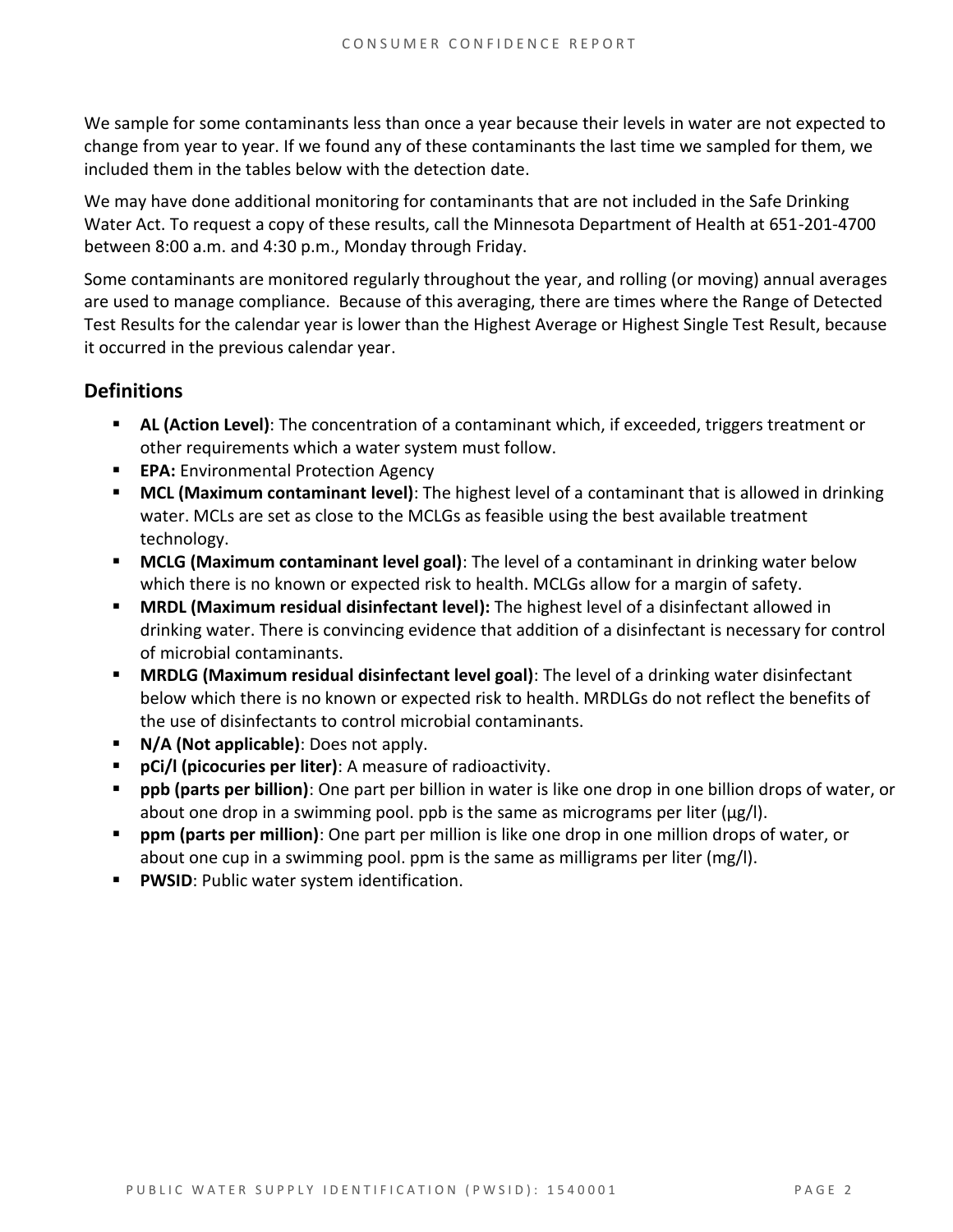We sample for some contaminants less than once a year because their levels in water are not expected to change from year to year. If we found any of these contaminants the last time we sampled for them, we included them in the tables below with the detection date.

We may have done additional monitoring for contaminants that are not included in the Safe Drinking Water Act. To request a copy of these results, call the Minnesota Department of Health at 651-201-4700 between 8:00 a.m. and 4:30 p.m., Monday through Friday.

Some contaminants are monitored regularly throughout the year, and rolling (or moving) annual averages are used to manage compliance. Because of this averaging, there are times where the Range of Detected Test Results for the calendar year is lower than the Highest Average or Highest Single Test Result, because it occurred in the previous calendar year.

## Definitions

- **AL (Action Level)**: The concentration of a contaminant which, if exceeded, triggers treatment or other requirements which a water system must follow.
- **EPA:** Environmental Protection Agency
- **MCL (Maximum contaminant level)**: The highest level of a contaminant that is allowed in drinking water. MCLs are set as close to the MCLGs as feasible using the best available treatment technology.
- **MCLG (Maximum contaminant level goal)**: The level of a contaminant in drinking water below which there is no known or expected risk to health. MCLGs allow for a margin of safety.
- **MRDL (Maximum residual disinfectant level):** The highest level of a disinfectant allowed in drinking water. There is convincing evidence that addition of a disinfectant is necessary for control of microbial contaminants.
- **MRDLG (Maximum residual disinfectant level goal)**: The level of a drinking water disinfectant below which there is no known or expected risk to health. MRDLGs do not reflect the benefits of the use of disinfectants to control microbial contaminants.
- **N/A (Not applicable)**: Does not apply.
- **pCi/l (picocuries per liter)**: A measure of radioactivity.
- **ppb (parts per billion)**: One part per billion in water is like one drop in one billion drops of water, or about one drop in a swimming pool. ppb is the same as micrograms per liter (μg/l).
- **ppm (parts per million)**: One part per million is like one drop in one million drops of water, or about one cup in a swimming pool. ppm is the same as milligrams per liter (mg/l).
- **PWSID**: Public water system identification.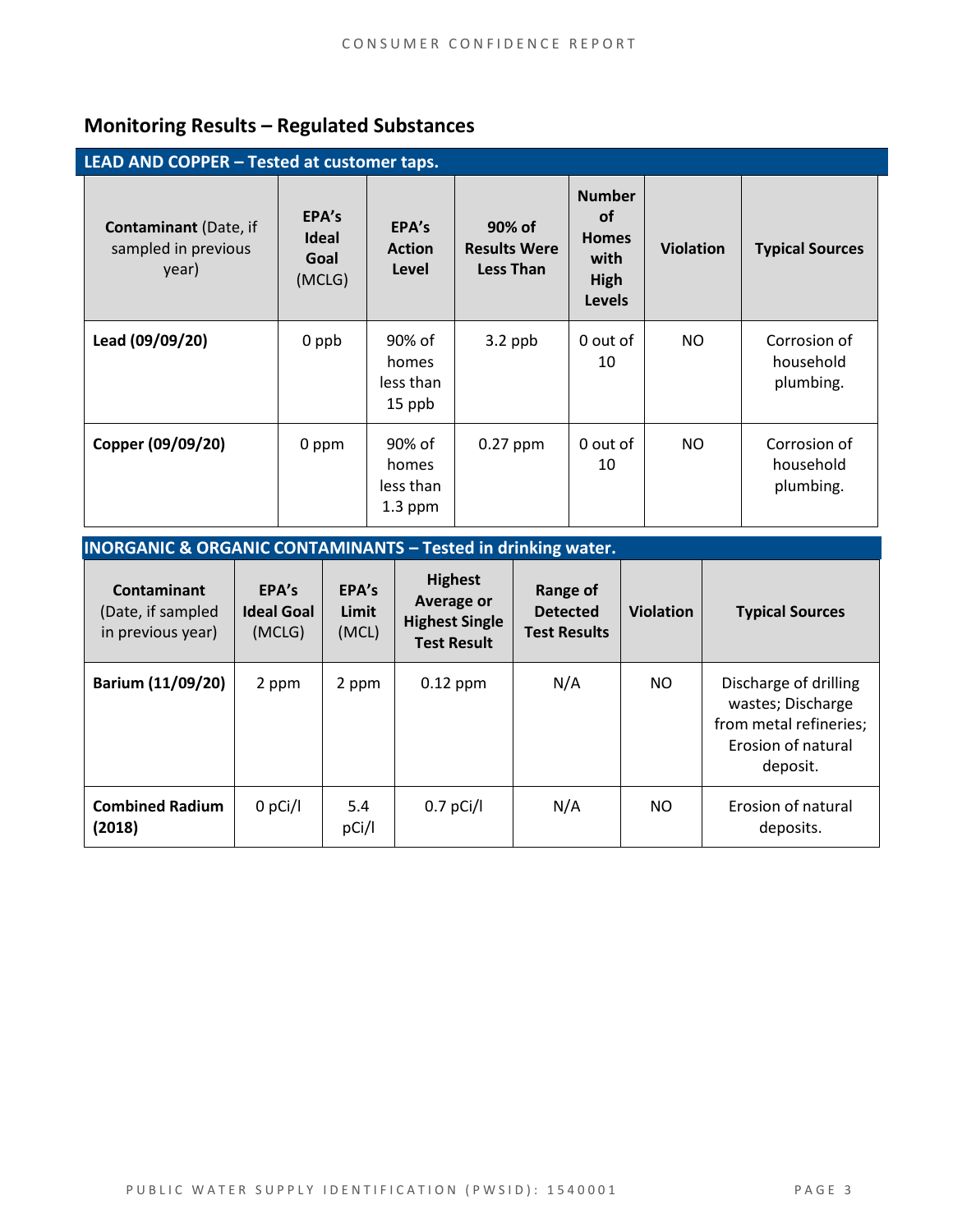## Monitoring Results – Regulated Substances

**LEAD AND COPPER – Tested at customer taps.**

| **Contaminant** (Date, if sampled in previous year) | **EPA's Ideal Goal** (MCLG) | **EPA's Action Level** | **90% of Results Were Less Than** | **Number of Homes with High Levels** | **Violation** | **Typical Sources** |
|---|---|---|---|---|---|---|
| **Lead (09/09/20)** | 0 ppb | 90% of homes less than 15 ppb | 3.2 ppb | 0 out of 10 | NO | Corrosion of household plumbing. |
| **Copper (09/09/20)** | 0 ppm | 90% of homes less than 1.3 ppm | 0.27 ppm | 0 out of 10 | NO | Corrosion of household plumbing. |

**INORGANIC & ORGANIC CONTAMINANTS – Tested in drinking water.**

| **Contaminant** (Date, if sampled in previous year) | **EPA's Ideal Goal** (MCLG) | **EPA's Limit** (MCL) | **Highest Average or Highest Single Test Result** | **Range of Detected Test Results** | **Violation** | **Typical Sources** |
|---|---|---|---|---|---|---|
| **Barium (11/09/20)** | 2 ppm | 2 ppm | 0.12 ppm | N/A | NO | Discharge of drilling wastes; Discharge from metal refineries; Erosion of natural deposit. |
| **Combined Radium (2018)** | 0 pCi/l | 5.4 pCi/l | 0.7 pCi/l | N/A | NO | Erosion of natural deposits. |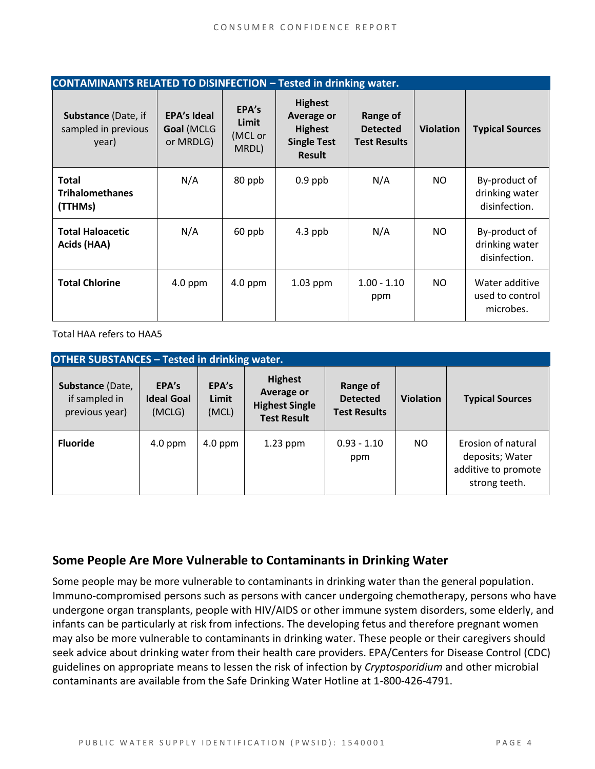| CONTAINANTS RELATED TO DISINFECTION – Tested in drinking water. | | | | | | |
|---|---|---|---|---|---|---|
| **Substance** (Date, if sampled in previous year) | **EPA's Ideal Goal** (MCLG or MRDLG) | **EPA's Limit** (MCL or MRDL) | **Highest Average or Highest Single Test Result** | **Range of Detected Test Results** | **Violation** | **Typical Sources** |
| **Total Trihalomethanes (TTHMs)** | N/A | 80 ppb | 0.9 ppb | N/A | NO | By-product of drinking water disinfection. |
| **Total Haloacetic Acids (HAA)** | N/A | 60 ppb | 4.3 ppb | N/A | NO | By-product of drinking water disinfection. |
| **Total Chlorine** | 4.0 ppm | 4.0 ppm | 1.03 ppm | 1.00 - 1.10 ppm | NO | Water additive used to control microbes. |

Total HAA refers to HAA5

| OTHER SUBSTANCES – Tested in drinking water. | | | | | | |
|---|---|---|---|---|---|---|
| **Substance** (Date, if sampled in previous year) | **EPA's Ideal Goal** (MCLG) | **EPA's Limit** (MCL) | **Highest Average or Highest Single Test Result** | **Range of Detected Test Results** | **Violation** | **Typical Sources** |
| **Fluoride** | 4.0 ppm | 4.0 ppm | 1.23 ppm | 0.93 - 1.10 ppm | NO | Erosion of natural deposits; Water additive to promote strong teeth. |

## Some People Are More Vulnerable to Contaminants in Drinking Water

Some people may be more vulnerable to contaminants in drinking water than the general population. Immuno-compromised persons such as persons with cancer undergoing chemotherapy, persons who have undergone organ transplants, people with HIV/AIDS or other immune system disorders, some elderly, and infants can be particularly at risk from infections. The developing fetus and therefore pregnant women may also be more vulnerable to contaminants in drinking water. These people or their caregivers should seek advice about drinking water from their health care providers. EPA/Centers for Disease Control (CDC) guidelines on appropriate means to lessen the risk of infection by *Cryptosporidium* and other microbial contaminants are available from the Safe Drinking Water Hotline at 1-800-426-4791.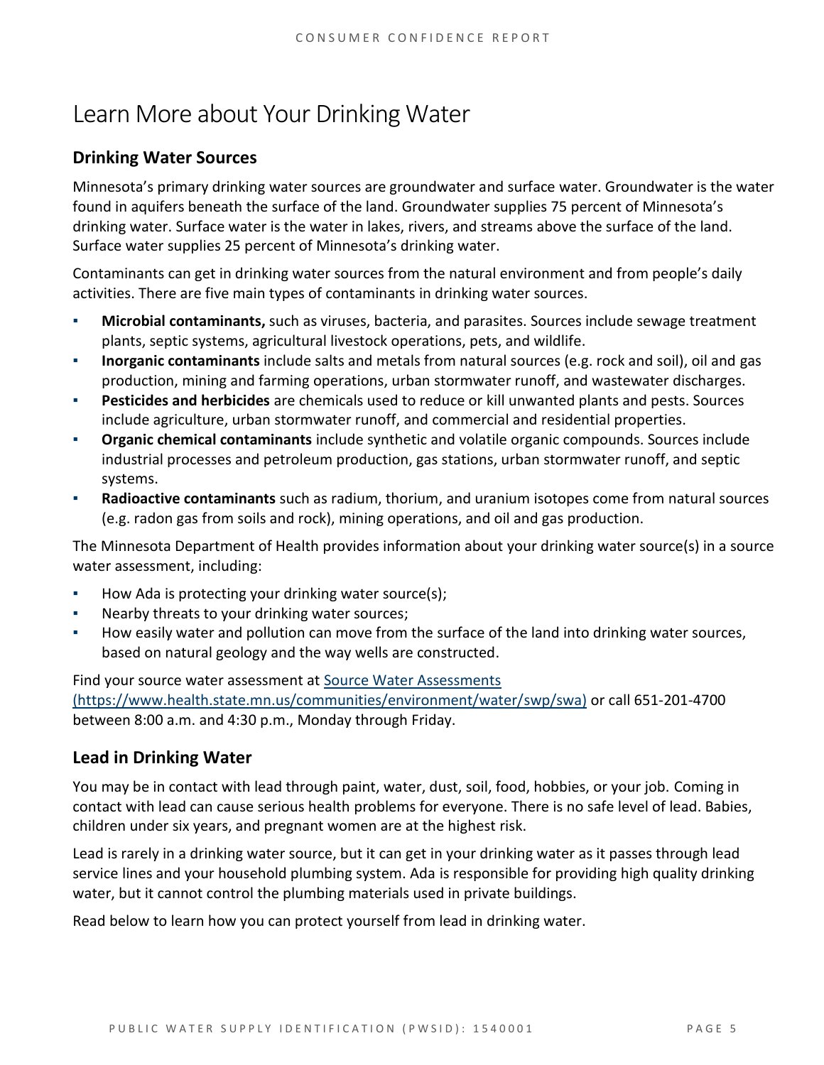# Learn More about Your Drinking Water

## Drinking Water Sources

Minnesota's primary drinking water sources are groundwater and surface water. Groundwater is the water found in aquifers beneath the surface of the land. Groundwater supplies 75 percent of Minnesota's drinking water. Surface water is the water in lakes, rivers, and streams above the surface of the land. Surface water supplies 25 percent of Minnesota's drinking water.

Contaminants can get in drinking water sources from the natural environment and from people's daily activities. There are five main types of contaminants in drinking water sources.

- **Microbial contaminants,** such as viruses, bacteria, and parasites. Sources include sewage treatment plants, septic systems, agricultural livestock operations, pets, and wildlife.
- **Inorganic contaminants** include salts and metals from natural sources (e.g. rock and soil), oil and gas production, mining and farming operations, urban stormwater runoff, and wastewater discharges.
- **Pesticides and herbicides** are chemicals used to reduce or kill unwanted plants and pests. Sources include agriculture, urban stormwater runoff, and commercial and residential properties.
- **Organic chemical contaminants** include synthetic and volatile organic compounds. Sources include industrial processes and petroleum production, gas stations, urban stormwater runoff, and septic systems.
- **Radioactive contaminants** such as radium, thorium, and uranium isotopes come from natural sources (e.g. radon gas from soils and rock), mining operations, and oil and gas production.

The Minnesota Department of Health provides information about your drinking water source(s) in a source water assessment, including:

- How Ada is protecting your drinking water source(s);
- Nearby threats to your drinking water sources;
- How easily water and pollution can move from the surface of the land into drinking water sources, based on natural geology and the way wells are constructed.

Find your source water assessment at [Source Water Assessments (https://www.health.state.mn.us/communities/environment/water/swp/swa)](https://www.health.state.mn.us/communities/environment/water/swp/swa) or call 651-201-4700 between 8:00 a.m. and 4:30 p.m., Monday through Friday.

## Lead in Drinking Water

You may be in contact with lead through paint, water, dust, soil, food, hobbies, or your job. Coming in contact with lead can cause serious health problems for everyone. There is no safe level of lead. Babies, children under six years, and pregnant women are at the highest risk.

Lead is rarely in a drinking water source, but it can get in your drinking water as it passes through lead service lines and your household plumbing system. Ada is responsible for providing high quality drinking water, but it cannot control the plumbing materials used in private buildings.

Read below to learn how you can protect yourself from lead in drinking water.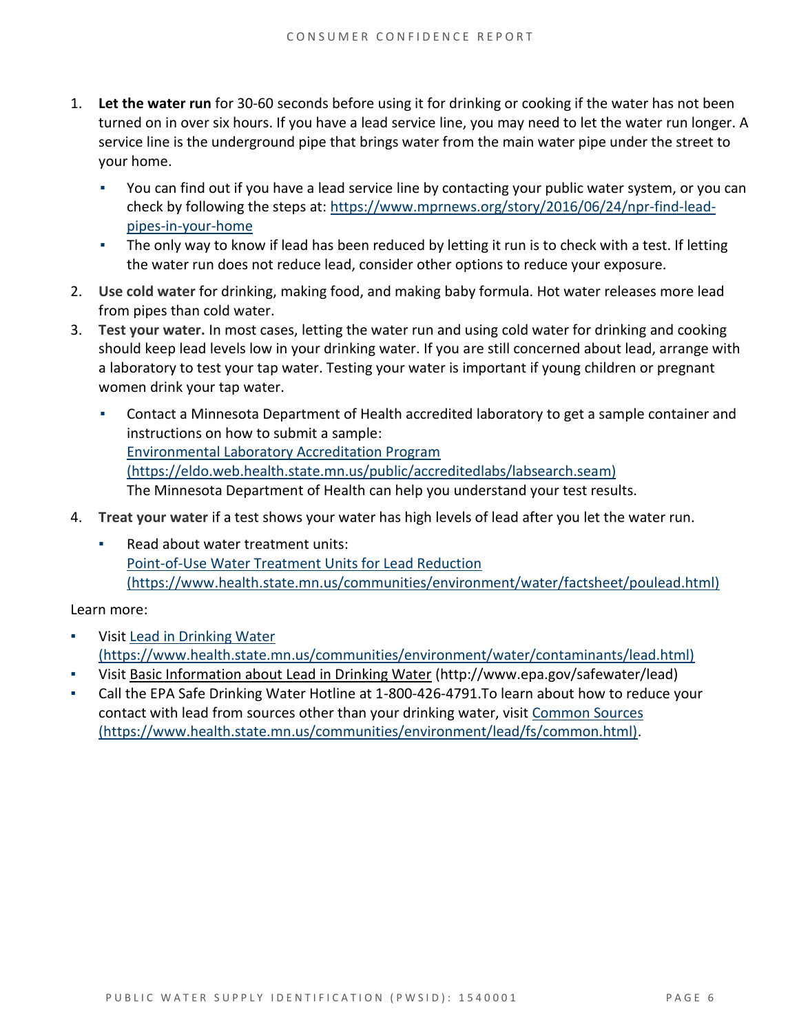1. **Let the water run** for 30-60 seconds before using it for drinking or cooking if the water has not been turned on in over six hours. If you have a lead service line, you may need to let the water run longer. A service line is the underground pipe that brings water from the main water pipe under the street to your home.
   - You can find out if you have a lead service line by contacting your public water system, or you can check by following the steps at: https://www.mprnews.org/story/2016/06/24/npr-find-lead-pipes-in-your-home
   - The only way to know if lead has been reduced by letting it run is to check with a test. If letting the water run does not reduce lead, consider other options to reduce your exposure.
2. **Use cold water** for drinking, making food, and making baby formula. Hot water releases more lead from pipes than cold water.
3. **Test your water.** In most cases, letting the water run and using cold water for drinking and cooking should keep lead levels low in your drinking water. If you are still concerned about lead, arrange with a laboratory to test your tap water. Testing your water is important if young children or pregnant women drink your tap water.
   - Contact a Minnesota Department of Health accredited laboratory to get a sample container and instructions on how to submit a sample:
     Environmental Laboratory Accreditation Program
     (https://eldo.web.health.state.mn.us/public/accreditedlabs/labsearch.seam)
     The Minnesota Department of Health can help you understand your test results.
4. **Treat your water** if a test shows your water has high levels of lead after you let the water run.
   - Read about water treatment units:
     Point-of-Use Water Treatment Units for Lead Reduction
     (https://www.health.state.mn.us/communities/environment/water/factsheet/poulead.html)

Learn more:

- Visit Lead in Drinking Water
  (https://www.health.state.mn.us/communities/environment/water/contaminants/lead.html)
- Visit Basic Information about Lead in Drinking Water (http://www.epa.gov/safewater/lead)
- Call the EPA Safe Drinking Water Hotline at 1-800-426-4791.To learn about how to reduce your contact with lead from sources other than your drinking water, visit Common Sources (https://www.health.state.mn.us/communities/environment/lead/fs/common.html).